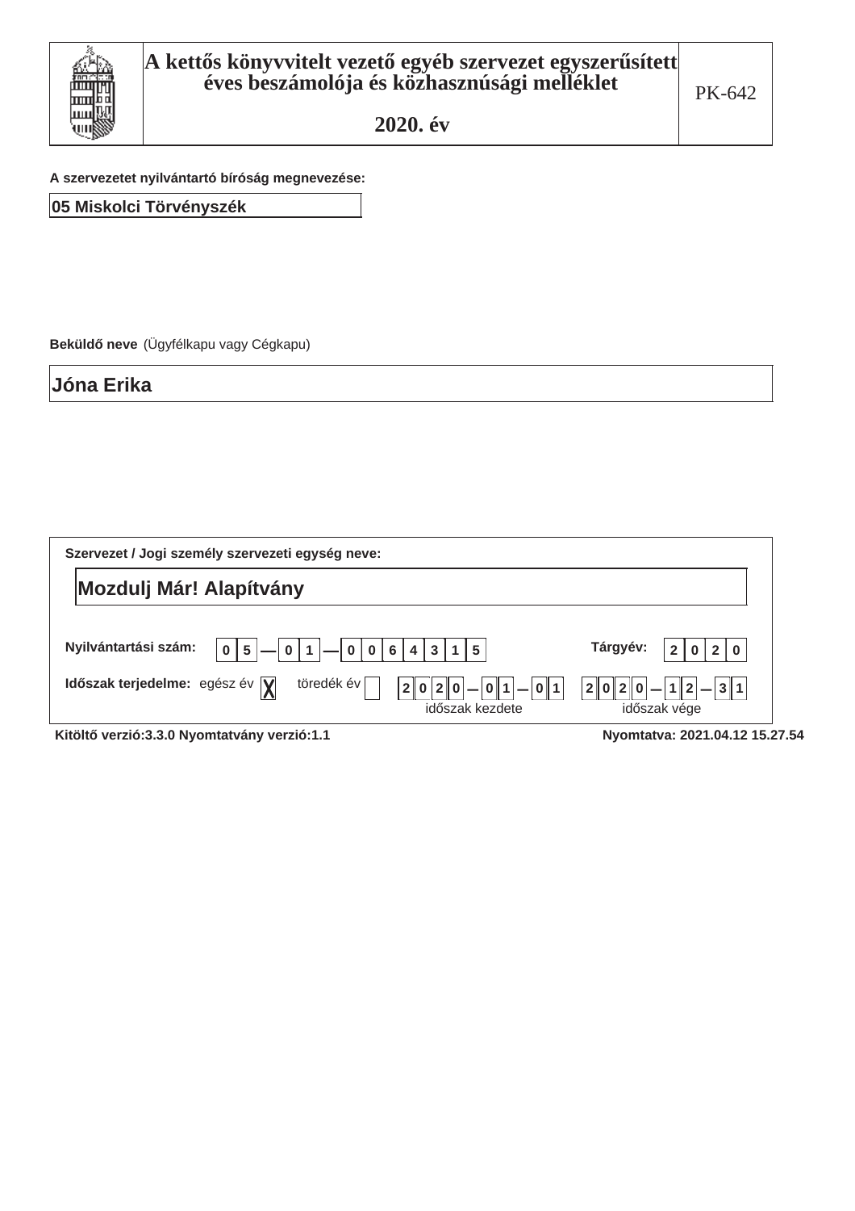# A kettős könyvvitelt vezető egyéb szervezet egyszerűsített éves beszámolója és közhasznúsági melléklet

## 2020. év

PK-642

**A szervezetet nyilvántartó bíróság megnevezése:**

05 Miskolci Törvényszék

**Beküldő neve** (Ügyfélkapu vagy Cégkapu)

Jóna Erika

**Szervezet / Jogi személy szervezeti egység neve:**

Mozdulj Már! Alapítvány

**Nyilvántartási szám:** 05 — 01 — 0064315

**Tárgyév:** 2020

**Időszak terjedelme:** egész év [X] töredék év [ ]

2020 — 01 — 01 (időszak kezdete)

2020 — 12 — 31 (időszak vége)

Kitöltő verzió:3.3.0 Nyomtatvány verzió:1.1

Nyomtatva: 2021.04.12 15.27.54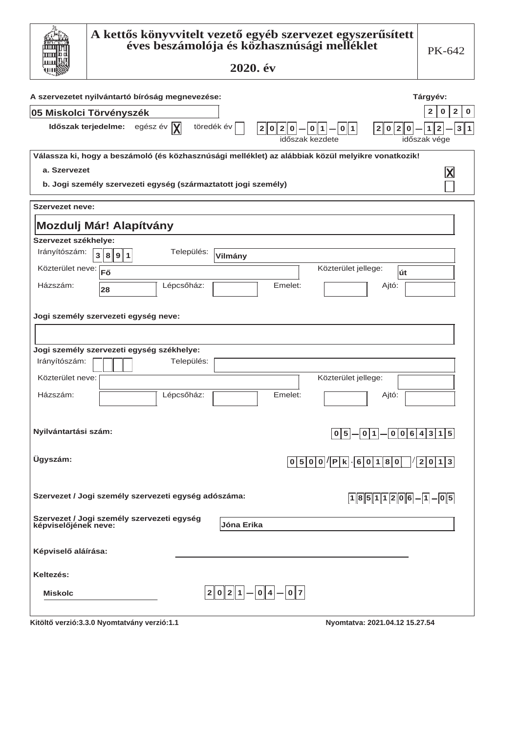# A kettős könyvvitelt vezető egyéb szervezet egyszerűsített éves beszámolója és közhasznúsági melléklet

## 2020. év

PK-642

**A szervezetet nyilvántartó bíróság megnevezése:** 05 Miskolci Törvényszék

**Tárgyév:** 2020

**Időszak terjedelme:** egész év [X] töredék év [ ]

2020-01-01 (időszak kezdete) — 2020-12-31 (időszak vége)

**Válassza ki, hogy a beszámoló (és közhasznúsági melléklet) az alábbiak közül melyikre vonatkozik!**

- a. Szervezet [X]
- b. Jogi személy szervezeti egység (származtatott jogi személy) [ ]

**Szervezet neve:**

**Mozdulj Már! Alapítvány**

**Szervezet székhelye:**

| Irányítószám: | 3891 | Település: | Vilmány |
|---|---|---|---|
| Közterület neve: | Fő | Közterület jellege: | út |
| Házszám: | 28 | Lépcsőház: | |
| Emelet: | | Ajtó: | |

**Jogi személy szervezeti egység neve:**

**Jogi személy szervezeti egység székhelye:**

| Irányítószám: | | Település: | |
|---|---|---|---|
| Közterület neve: | | Közterület jellege: | |
| Házszám: | | Lépcsőház: | |
| Emelet: | | Ajtó: | |

**Nyilvántartási szám:** 05-01-0064315

**Ügyszám:** 0500/Pk.60180/2013

**Szervezet / Jogi személy szervezeti egység adószáma:** 18511206-1-05

**Szervezet / Jogi személy szervezeti egység képviselőjének neve:** Jóna Erika

**Képviselő aláírása:**

**Keltezés:**

Miskolc 2021-04-07

Kitöltő verzió:3.3.0 Nyomtatvány verzió:1.1

Nyomtatva: 2021.04.12 15.27.54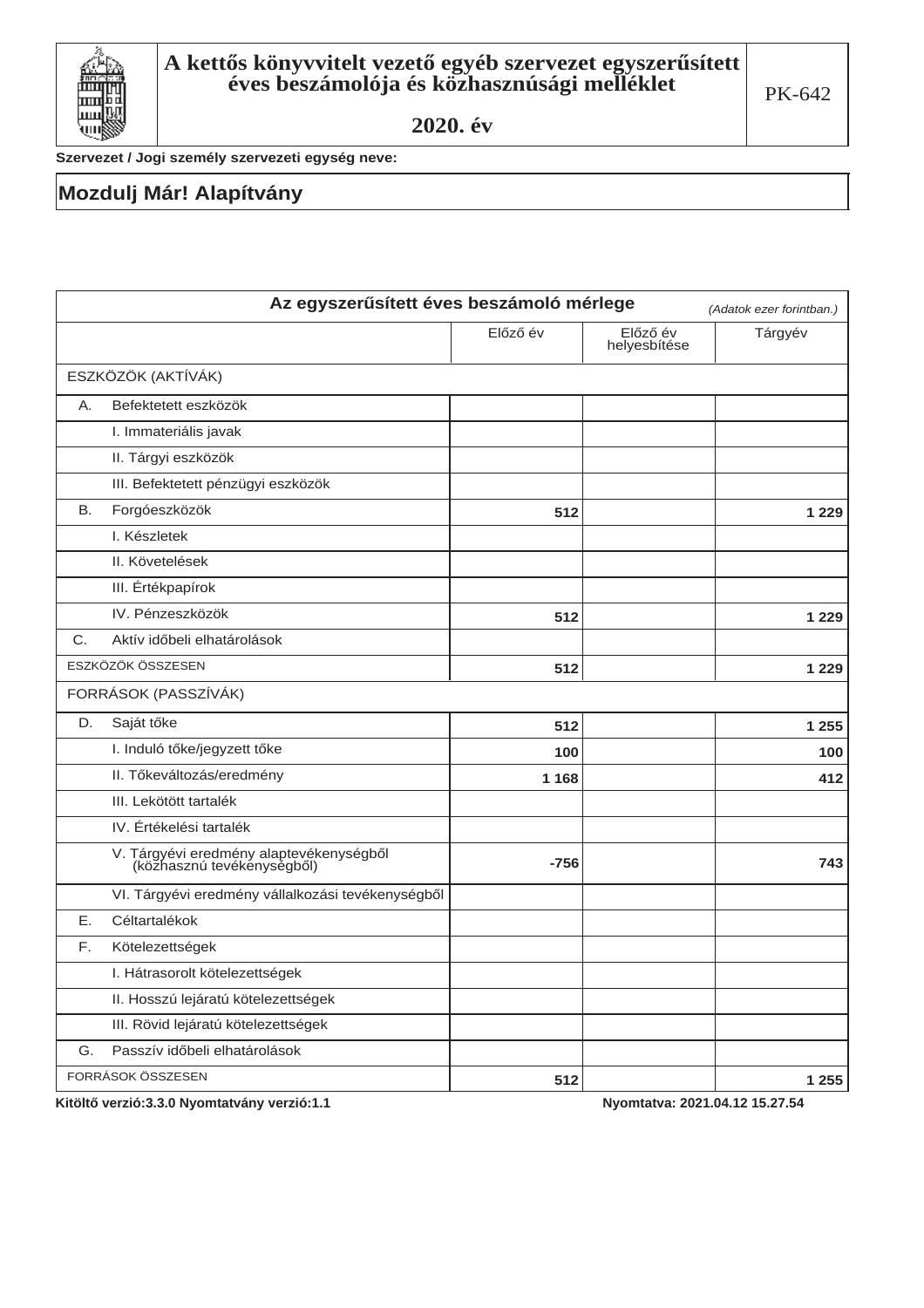# A kettős könyvvitelt vezető egyéb szervezet egyszerűsített éves beszámolója és közhasznúsági melléklet

PK-642

**2020. év**

**Szervezet / Jogi személy szervezeti egység neve:**

## Mozdulj Már! Alapítvány

**Az egyszerűsített éves beszámoló mérlege** *(Adatok ezer forintban.)*

| | Előző év | Előző év helyesbítése | Tárgyév |
|---|---|---|---|
| ESZKÖZÖK (AKTÍVÁK) | | | |
| A. Befektetett eszközök | | | |
| I. Immateriális javak | | | |
| II. Tárgyi eszközök | | | |
| III. Befektetett pénzügyi eszközök | | | |
| B. Forgóeszközök | **512** | | **1 229** |
| I. Készletek | | | |
| II. Követelések | | | |
| III. Értékpapírok | | | |
| IV. Pénzeszközök | **512** | | **1 229** |
| C. Aktív időbeli elhatárolások | | | |
| ESZKÖZÖK ÖSSZESEN | **512** | | **1 229** |
| FORRÁSOK (PASSZÍVÁK) | | | |
| D. Saját tőke | **512** | | **1 255** |
| I. Induló tőke/jegyzett tőke | **100** | | **100** |
| II. Tőkeváltozás/eredmény | **1 168** | | **412** |
| III. Lekötött tartalék | | | |
| IV. Értékelési tartalék | | | |
| V. Tárgyévi eredmény alaptevékenységből (közhasznú tevékenységből) | **-756** | | **743** |
| VI. Tárgyévi eredmény vállalkozási tevékenységből | | | |
| E. Céltartalékok | | | |
| F. Kötelezettségek | | | |
| I. Hátrasorolt kötelezettségek | | | |
| II. Hosszú lejáratú kötelezettségek | | | |
| III. Rövid lejáratú kötelezettségek | | | |
| G. Passzív időbeli elhatárolások | | | |
| FORRÁSOK ÖSSZESEN | **512** | | **1 255** |

**Kitöltő verzió:3.3.0 Nyomtatvány verzió:1.1** **Nyomtatva: 2021.04.12 15.27.54**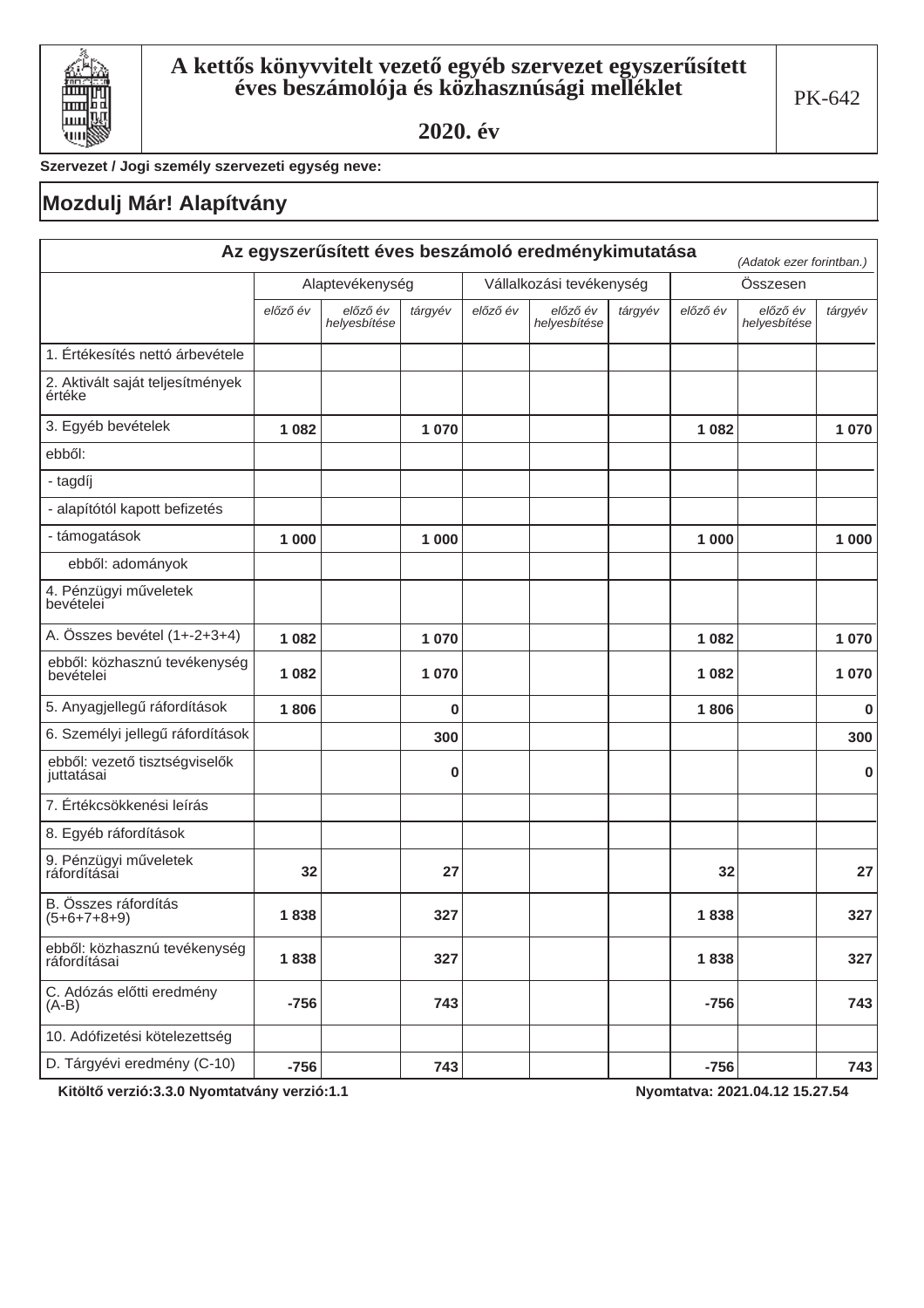# A kettős könyvvitelt vezető egyéb szervezet egyszerűsített éves beszámolója és közhasznúsági melléklet

## 2020. év

PK-642

**Szervezet / Jogi személy szervezeti egység neve:**

## Mozdulj Már! Alapítvány

### Az egyszerűsített éves beszámoló eredménykimutatása

*(Adatok ezer forintban.)*

| | Alaptevékenység | | | Vállalkozási tevékenység | | | Összesen | | |
|---|---|---|---|---|---|---|---|---|---|
| | *előző év* | *előző év helyesbítése* | *tárgyév* | *előző év* | *előző év helyesbítése* | *tárgyév* | *előző év* | *előző év helyesbítése* | *tárgyév* |
| 1. Értékesítés nettó árbevétele | | | | | | | | | |
| 2. Aktivált saját teljesítmények értéke | | | | | | | | | |
| 3. Egyéb bevételek | 1 082 | | 1 070 | | | | 1 082 | | 1 070 |
| ebből: | | | | | | | | | |
| - tagdíj | | | | | | | | | |
| - alapítótól kapott befizetés | | | | | | | | | |
| - támogatások | 1 000 | | 1 000 | | | | 1 000 | | 1 000 |
| ebből: adományok | | | | | | | | | |
| 4. Pénzügyi műveletek bevételei | | | | | | | | | |
| A. Összes bevétel (1+-2+3+4) | 1 082 | | 1 070 | | | | 1 082 | | 1 070 |
| ebből: közhasznú tevékenység bevételei | 1 082 | | 1 070 | | | | 1 082 | | 1 070 |
| 5. Anyagjellegű ráfordítások | 1 806 | | 0 | | | | 1 806 | | 0 |
| 6. Személyi jellegű ráfordítások | | | 300 | | | | | | 300 |
| ebből: vezető tisztségviselők juttatásai | | | 0 | | | | | | 0 |
| 7. Értékcsökkenési leírás | | | | | | | | | |
| 8. Egyéb ráfordítások | | | | | | | | | |
| 9. Pénzügyi műveletek ráfordításai | 32 | | 27 | | | | 32 | | 27 |
| B. Összes ráfordítás (5+6+7+8+9) | 1 838 | | 327 | | | | 1 838 | | 327 |
| ebből: közhasznú tevékenység ráfordításai | 1 838 | | 327 | | | | 1 838 | | 327 |
| C. Adózás előtti eredmény (A-B) | -756 | | 743 | | | | -756 | | 743 |
| 10. Adófizetési kötelezettség | | | | | | | | | |
| D. Tárgyévi eredmény (C-10) | -756 | | 743 | | | | -756 | | 743 |

**Kitöltő verzió:3.3.0 Nyomtatvány verzió:1.1** **Nyomtatva: 2021.04.12 15.27.54**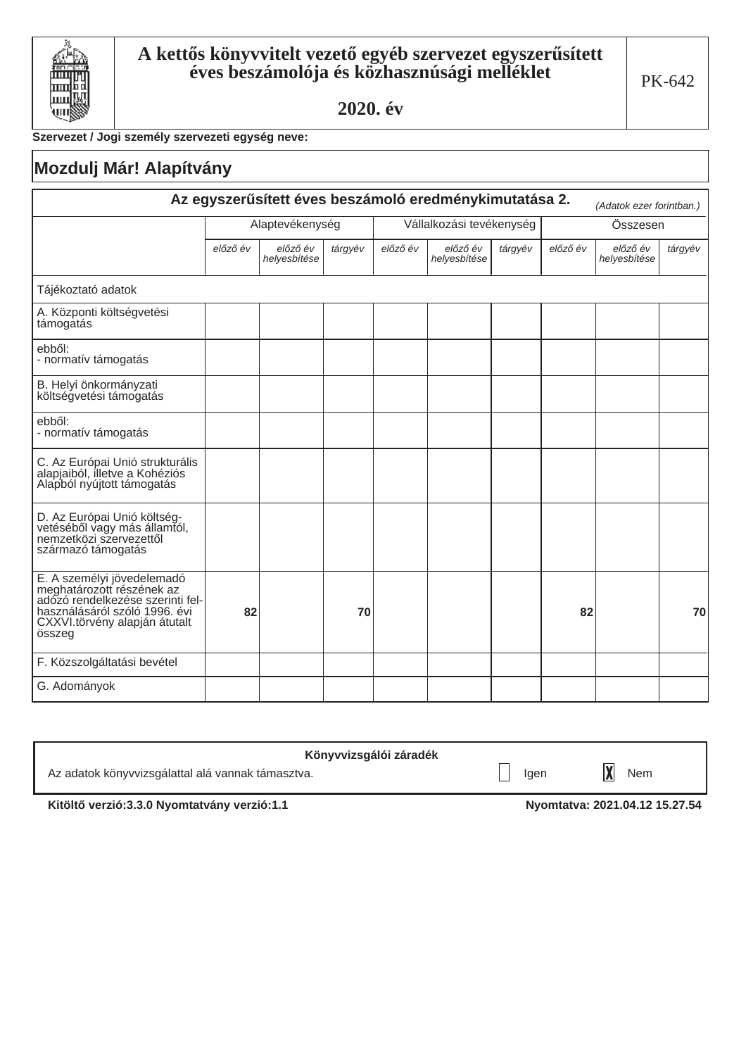# A kettős könyvvitelt vezető egyéb szervezet egyszerűsített éves beszámolója és közhasznúsági melléklet

## 2020. év

PK-642

**Szervezet / Jogi személy szervezeti egység neve:**

## Mozdulj Már! Alapítvány

| Az egyszerűsített éves beszámoló eredménykimutatása 2. *(Adatok ezer forintban.)* | Alaptevékenység | | | Vállalkozási tevékenység | | | Összesen | | |
|---|---|---|---|---|---|---|---|---|---|
| | *előző év* | *előző év helyesbítése* | *tárgyév* | *előző év* | *előző év helyesbítése* | *tárgyév* | *előző év* | *előző év helyesbítése* | *tárgyév* |
| Tájékoztató adatok | | | | | | | | | |
| A. Központi költségvetési támogatás | | | | | | | | | |
| ebből: - normatív támogatás | | | | | | | | | |
| B. Helyi önkormányzati költségvetési támogatás | | | | | | | | | |
| ebből: - normatív támogatás | | | | | | | | | |
| C. Az Európai Unió strukturális alapjaiból, illetve a Kohéziós Alapból nyújtott támogatás | | | | | | | | | |
| D. Az Európai Unió költségvetéséből vagy más államtól, nemzetközi szervezettől származó támogatás | | | | | | | | | |
| E. A személyi jövedelemadó meghatározott részének az adózó rendelkezése szerinti felhasználásáról szóló 1996. évi CXXVI.törvény alapján átutalt összeg | 82 | | 70 | | | | 82 | | 70 |
| F. Közszolgáltatási bevétel | | | | | | | | | |
| G. Adományok | | | | | | | | | |

**Könyvvizsgálói záradék**

Az adatok könyvvizsgálattal alá vannak támasztva. ☐ Igen ☒ Nem

**Kitöltő verzió:3.3.0 Nyomtatvány verzió:1.1** **Nyomtatva: 2021.04.12 15.27.54**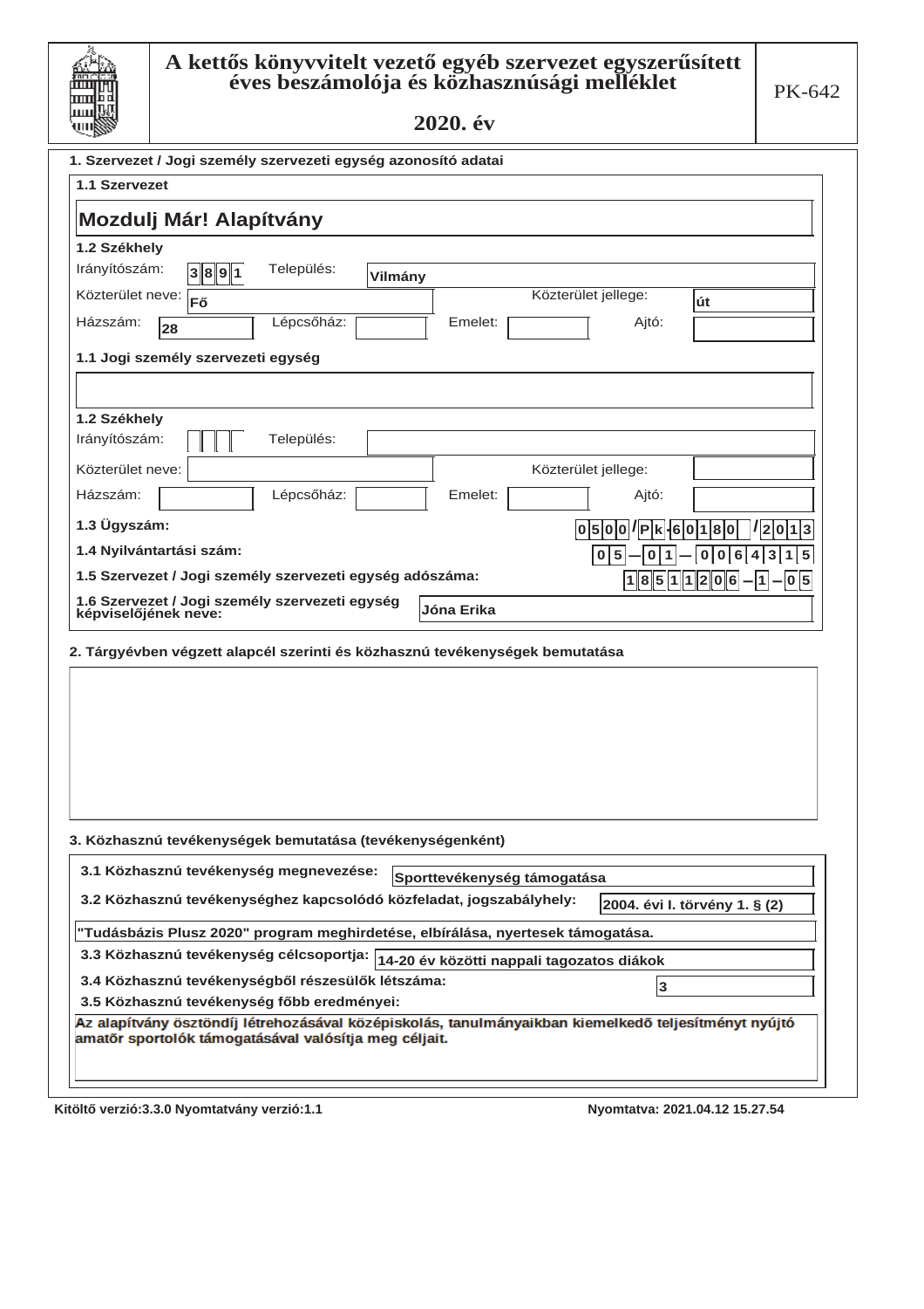# A kettős könyvvitelt vezető egyéb szervezet egyszerűsített éves beszámolója és közhasznúsági melléklet

PK-642

**2020. év**

**1. Szervezet / Jogi személy szervezeti egység azonosító adatai**

**1.1 Szervezet**

**Mozdulj Már! Alapítvány**

**1.2 Székhely**

Irányítószám: 3891 Település: Vilmány

Közterület neve: Fő Közterület jellege: út

Házszám: 28 Lépcsőház: Emelet: Ajtó:

**1.1 Jogi személy szervezeti egység**

**1.2 Székhely**

Irányítószám: Település:

Közterület neve: Közterület jellege:

Házszám: Lépcsőház: Emelet: Ajtó:

**1.3 Ügyszám:** 0500/Pk-60180/2013

**1.4 Nyilvántartási szám:** 05-01-0064315

**1.5 Szervezet / Jogi személy szervezeti egység adószáma:** 18511206-1-05

**1.6 Szervezet / Jogi személy szervezeti egység képviselőjének neve:** Jóna Erika

**2. Tárgyévben végzett alapcél szerinti és közhasznú tevékenységek bemutatása**

**3. Közhasznú tevékenységek bemutatása (tevékenységenként)**

**3.1 Közhasznú tevékenység megnevezése:** Sporttevékenység támogatása

**3.2 Közhasznú tevékenységhez kapcsolódó közfeladat, jogszabályhely:** 2004. évi I. törvény 1. § (2)

"Tudásbázis Plusz 2020" program meghirdetése, elbírálása, nyertesek támogatása.

**3.3 Közhasznú tevékenység célcsoportja:** 14-20 év közötti nappali tagozatos diákok

**3.4 Közhasznú tevékenységből részesülők létszáma:** 3

**3.5 Közhasznú tevékenység főbb eredményei:**

Az alapítvány ösztöndíj létrehozásával középiskolás, tanulmányaikban kiemelkedő teljesítményt nyújtó amatőr sportolók támogatásával valósítja meg céljait.

Kitöltő verzió:3.3.0 Nyomtatvány verzió:1.1

Nyomtatva: 2021.04.12 15.27.54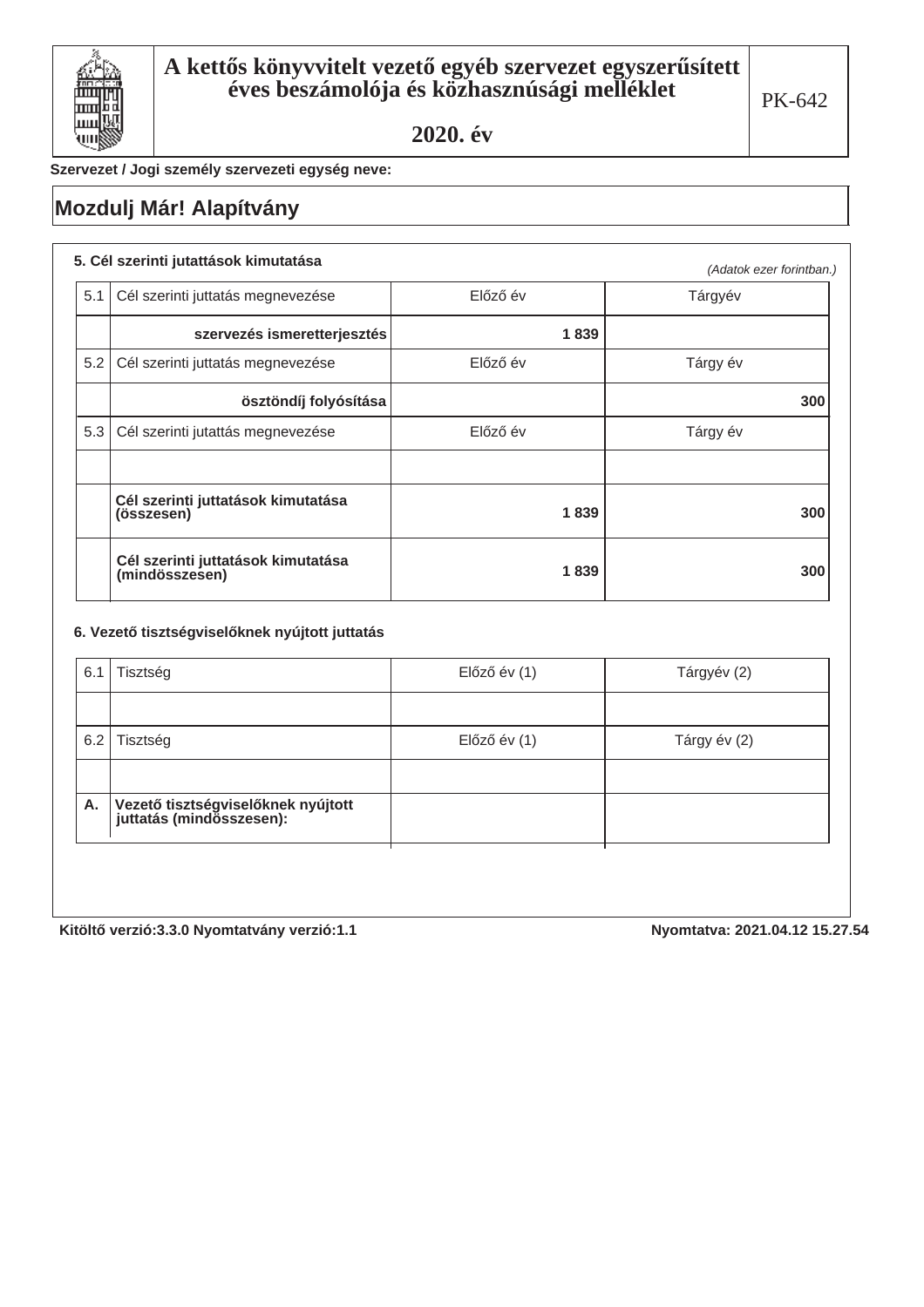# A kettős könyvvitelt vezető egyéb szervezet egyszerűsített éves beszámolója és közhasznúsági melléklet

## 2020. év

PK-642

Szervezet / Jogi személy szervezeti egység neve:

**Mozdulj Már! Alapítvány**

### 5. Cél szerinti jutattások kimutatása

*(Adatok ezer forintban.)*

| | | | |
|---|---|---|---|
| 5.1 | Cél szerinti juttatás megnevezése | Előző év | Tárgyév |
| | **szervezés ismeretterjesztés** | **1 839** | |
| 5.2 | Cél szerinti juttatás megnevezése | Előző év | Tárgy év |
| | **ösztöndíj folyósítása** | | **300** |
| 5.3 | Cél szerinti juttatás megnevezése | Előző év | Tárgy év |
| | | | |
| | **Cél szerinti juttatások kimutatása (összesen)** | **1 839** | **300** |
| | **Cél szerinti juttatások kimutatása (mindösszesen)** | **1 839** | **300** |

### 6. Vezető tisztségviselőknek nyújtott juttatás

| | | | |
|---|---|---|---|
| 6.1 | Tisztség | Előző év (1) | Tárgyév (2) |
| | | | |
| 6.2 | Tisztség | Előző év (1) | Tárgy év (2) |
| | | | |
| **A.** | **Vezető tisztségviselőknek nyújtott juttatás (mindösszesen):** | | |

**Kitöltő verzió:3.3.0 Nyomtatvány verzió:1.1** **Nyomtatva: 2021.04.12 15.27.54**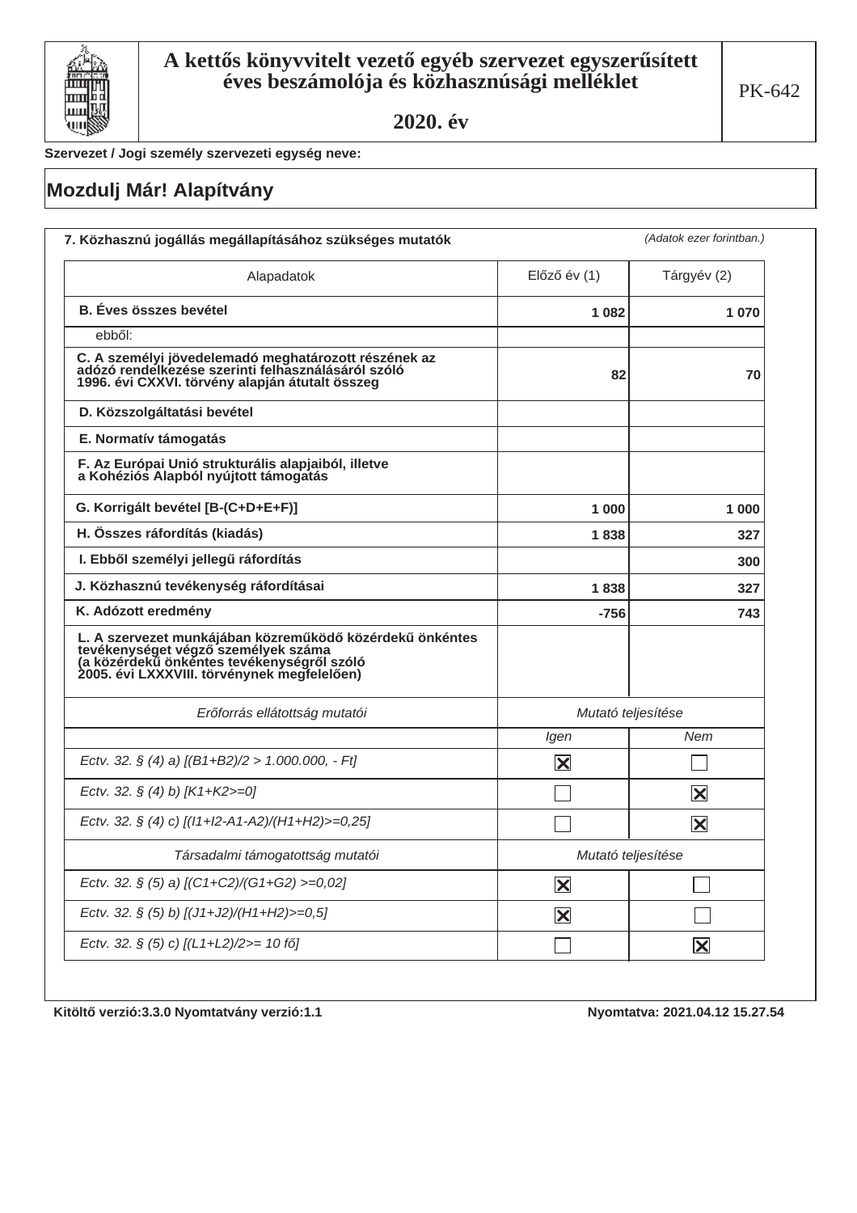# A kettős könyvvitelt vezető egyéb szervezet egyszerűsített éves beszámolója és közhasznúsági melléklet

## 2020. év

PK-642

**Szervezet / Jogi személy szervezeti egység neve:**

## Mozdulj Már! Alapítvány

**7. Közhasznú jogállás megállapításához szükséges mutatók**

*(Adatok ezer forintban.)*

| Alapadatok | Előző év (1) | Tárgyév (2) |
|---|---|---|
| **B. Éves összes bevétel** | **1 082** | **1 070** |
| ebből: | | |
| **C. A személyi jövedelemadó meghatározott részének az adózó rendelkezése szerinti felhasználásáról szóló 1996. évi CXXVI. törvény alapján átutalt összeg** | **82** | **70** |
| **D. Közszolgáltatási bevétel** | | |
| **E. Normatív támogatás** | | |
| **F. Az Európai Unió strukturális alapjaiból, illetve a Kohéziós Alapból nyújtott támogatás** | | |
| **G. Korrigált bevétel [B-(C+D+E+F)]** | **1 000** | **1 000** |
| **H. Összes ráfordítás (kiadás)** | **1 838** | **327** |
| **I. Ebből személyi jellegű ráfordítás** | | **300** |
| **J. Közhasznú tevékenység ráfordításai** | **1 838** | **327** |
| **K. Adózott eredmény** | **-756** | **743** |
| **L. A szervezet munkájában közreműködő közérdekű önkéntes tevékenységet végző személyek száma (a közérdekű önkéntes tevékenységről szóló 2005. évi LXXXVIII. törvénynek megfelelően)** | | |

| *Erőforrás ellátottság mutatói* | *Mutató teljesítése* | |
|---|---|---|
| | *Igen* | *Nem* |
| *Ectv. 32. § (4) a) [(B1+B2)/2 > 1.000.000, - Ft]* | ☒ | ☐ |
| *Ectv. 32. § (4) b) [K1+K2>=0]* | ☐ | ☒ |
| *Ectv. 32. § (4) c) [(I1+I2-A1-A2)/(H1+H2)>=0,25]* | ☐ | ☒ |
| *Társadalmi támogatottság mutatói* | *Mutató teljesítése* | |
| *Ectv. 32. § (5) a) [(C1+C2)/(G1+G2) >=0,02]* | ☒ | ☐ |
| *Ectv. 32. § (5) b) [(J1+J2)/(H1+H2)>=0,5]* | ☒ | ☐ |
| *Ectv. 32. § (5) c) [(L1+L2)/2>= 10 fő]* | ☐ | ☒ |

**Kitöltő verzió:3.3.0 Nyomtatvány verzió:1.1** **Nyomtatva: 2021.04.12 15.27.54**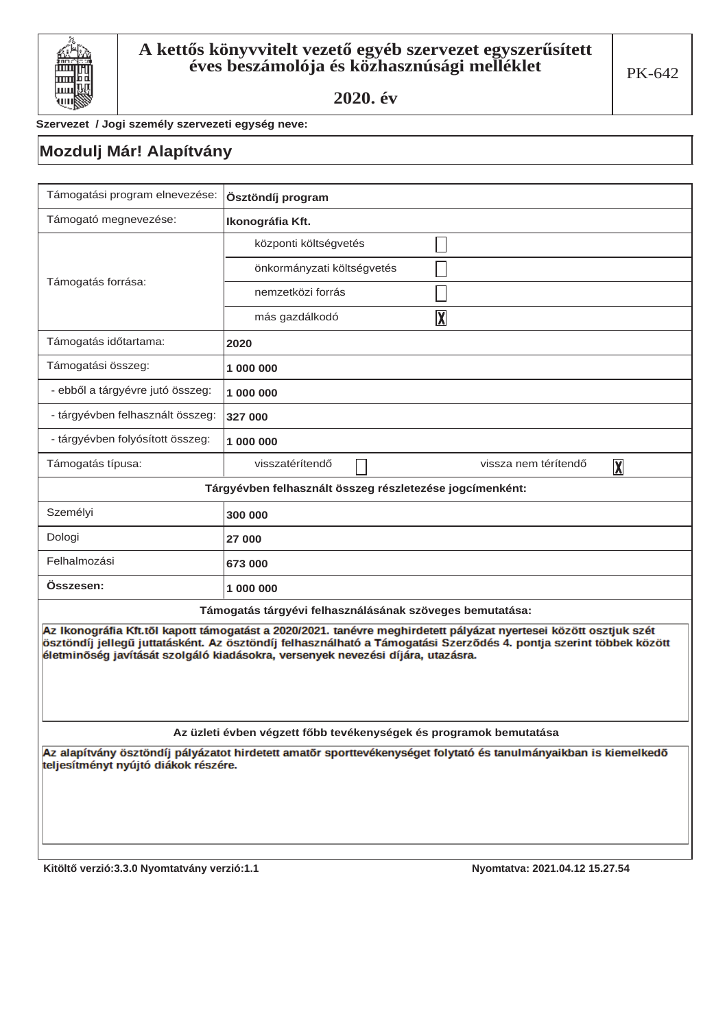# A kettős könyvvitelt vezető egyéb szervezet egyszerűsített éves beszámolója és közhasznúsági melléklet

**2020. év**

PK-642

**Szervezet / Jogi személy szervezeti egység neve:**

## Mozdulj Már! Alapítvány

| | | |
|---|---|---|
| Támogatási program elnevezése: | **Ösztöndíj program** | |
| Támogató megnevezése: | **Ikonográfia Kft.** | |
| Támogatás forrása: | központi költségvetés | ☐ |
| | önkormányzati költségvetés | ☐ |
| | nemzetközi forrás | ☐ |
| | más gazdálkodó | ☒ |
| Támogatás időtartama: | **2020** | |
| Támogatási összeg: | **1 000 000** | |
| - ebből a tárgyévre jutó összeg: | **1 000 000** | |
| - tárgyévben felhasznált összeg: | **327 000** | |
| - tárgyévben folyósított összeg: | **1 000 000** | |
| Támogatás típusa: | visszatérítendő ☐ | vissza nem térítendő ☒ |

**Tárgyévben felhasznált összeg részletezése jogcímenként:**

| | |
|---|---|
| Személyi | **300 000** |
| Dologi | **27 000** |
| Felhalmozási | **673 000** |
| **Összesen:** | **1 000 000** |

**Támogatás tárgyévi felhasználásának szöveges bemutatása:**

**Az Ikonográfia Kft.től kapott támogatást a 2020/2021. tanévre meghirdetett pályázat nyertesei között osztjuk szét ösztöndíj jellegű juttatásként. Az ösztöndíj felhasználható a Támogatási Szerződés 4. pontja szerint többek között életminőség javítását szolgáló kiadásokra, versenyek nevezési díjára, utazásra.**

**Az üzleti évben végzett főbb tevékenységek és programok bemutatása**

**Az alapítvány ösztöndíj pályázatot hirdetett amatőr sporttevékenységet folytató és tanulmányaikban is kiemelkedő teljesítményt nyújtó diákok részére.**

Kitöltő verzió:3.3.0 Nyomtatvány verzió:1.1 | Nyomtatva: 2021.04.12 15.27.54